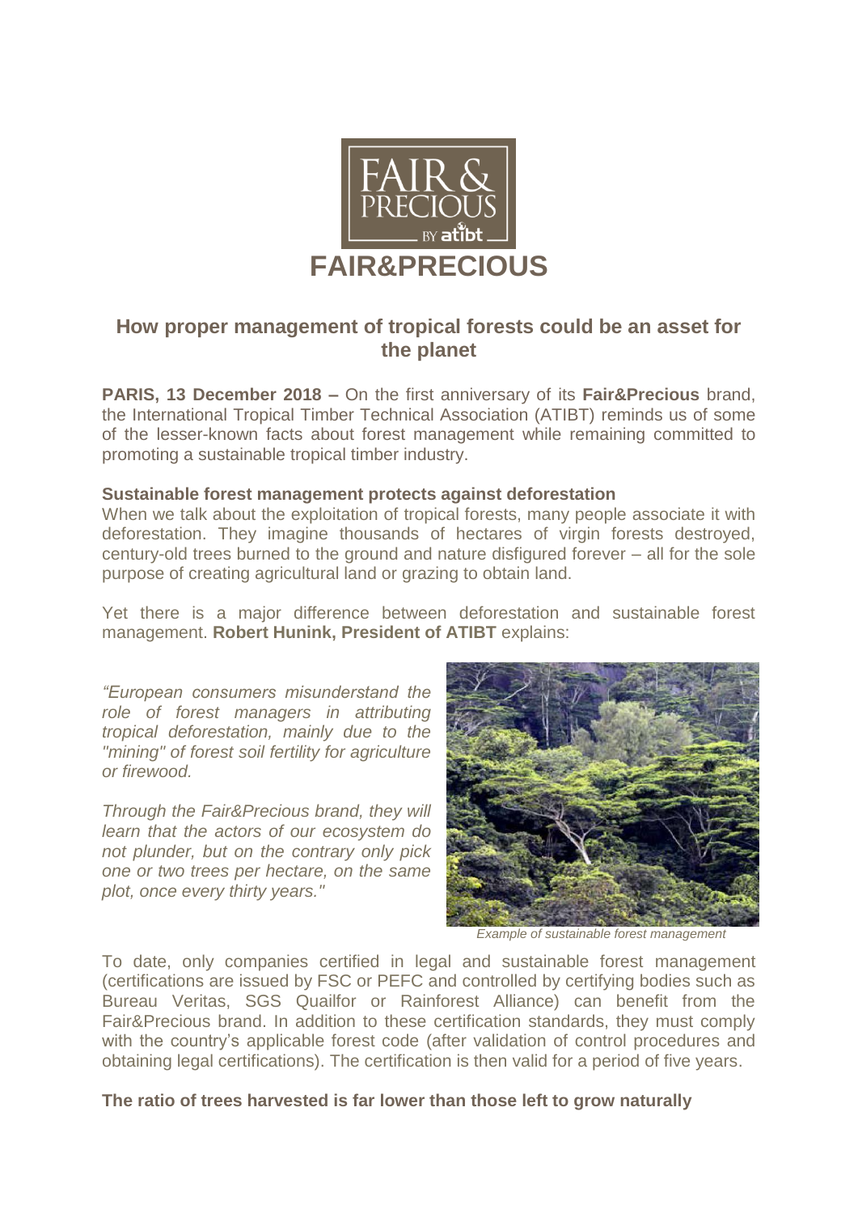# FAIR&PRECIOUS

## How proper management of tropical forests could be an asset for the planet

**PARIS, 13 December 2018 –** On the first anniversary of its **Fair&Precious** brand, the International Tropical Timber Technical Association (ATIBT) reminds us of some of the lesser-known facts about forest management while remaining committed to promoting a sustainable tropical timber industry.

**Sustainable forest management protects against deforestation**

When we talk about the exploitation of tropical forests, many people associate it with deforestation. They imagine thousands of hectares of virgin forests destroyed, century-old trees burned to the ground and nature disfigured forever – all for the sole purpose of creating agricultural land or grazing to obtain land.

Yet there is a major difference between deforestation and sustainable forest management. **Robert Hunink, President of ATIBT** explains:

*"European consumers misunderstand the role of forest managers in attributing tropical deforestation, mainly due to the "mining" of forest soil fertility for agriculture or firewood.*

*Through the Fair&Precious brand, they will learn that the actors of our ecosystem do not plunder, but on the contrary only pick one or two trees per hectare, on the same plot, once every thirty years."*

*Example of sustainable forest management*

To date, only companies certified in legal and sustainable forest management (certifications are issued by FSC or PEFC and controlled by certifying bodies such as Bureau Veritas, SGS Quailfor or Rainforest Alliance) can benefit from the Fair&Precious brand. In addition to these certification standards, they must comply with the country's applicable forest code (after validation of control procedures and obtaining legal certifications). The certification is then valid for a period of five years.

**The ratio of trees harvested is far lower than those left to grow naturally**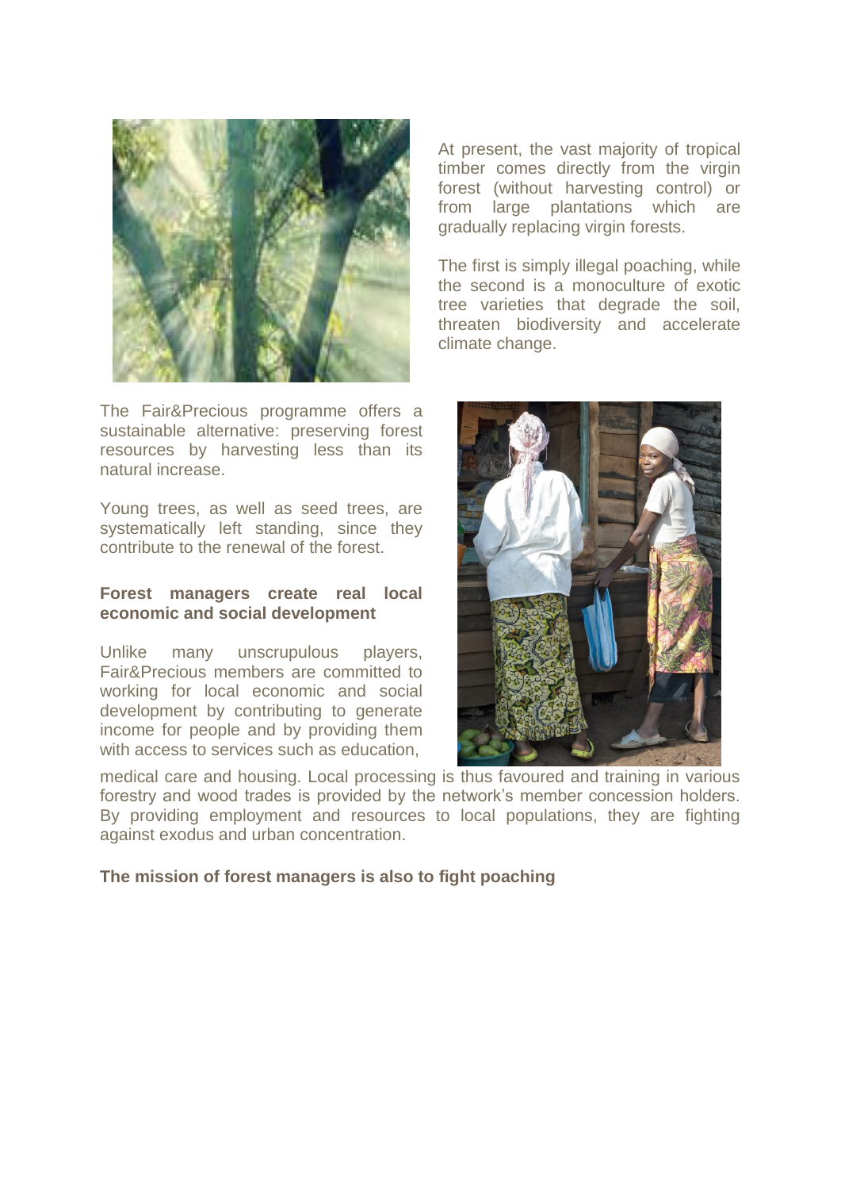At present, the vast majority of tropical timber comes directly from the virgin forest (without harvesting control) or from large plantations which are gradually replacing virgin forests.

The first is simply illegal poaching, while the second is a monoculture of exotic tree varieties that degrade the soil, threaten biodiversity and accelerate climate change.

The Fair&Precious programme offers a sustainable alternative: preserving forest resources by harvesting less than its natural increase.

Young trees, as well as seed trees, are systematically left standing, since they contribute to the renewal of the forest.

**Forest managers create real local economic and social development**

Unlike many unscrupulous players, Fair&Precious members are committed to working for local economic and social development by contributing to generate income for people and by providing them with access to services such as education, medical care and housing. Local processing is thus favoured and training in various forestry and wood trades is provided by the network's member concession holders. By providing employment and resources to local populations, they are fighting against exodus and urban concentration.

**The mission of forest managers is also to fight poaching**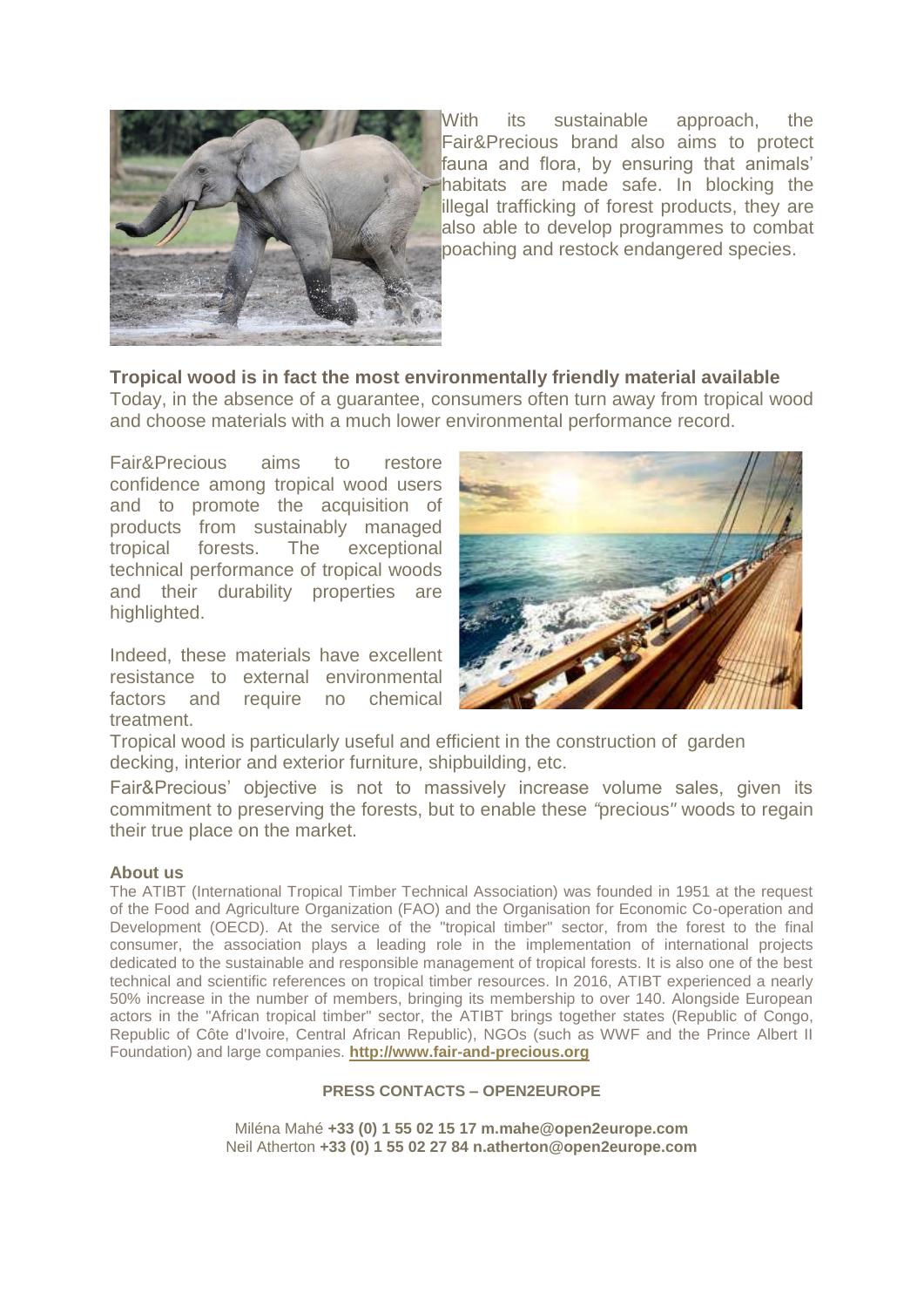With its sustainable approach, the Fair&Precious brand also aims to protect fauna and flora, by ensuring that animals' habitats are made safe. In blocking the illegal trafficking of forest products, they are also able to develop programmes to combat poaching and restock endangered species.

**Tropical wood is in fact the most environmentally friendly material available**

Today, in the absence of a guarantee, consumers often turn away from tropical wood and choose materials with a much lower environmental performance record.

Fair&Precious aims to restore confidence among tropical wood users and to promote the acquisition of products from sustainably managed tropical forests. The exceptional technical performance of tropical woods and their durability properties are highlighted.

Indeed, these materials have excellent resistance to external environmental factors and require no chemical treatment.

Tropical wood is particularly useful and efficient in the construction of garden decking, interior and exterior furniture, shipbuilding, etc.

Fair&Precious' objective is not to massively increase volume sales, given its commitment to preserving the forests, but to enable these *"*precious*"* woods to regain their true place on the market.

**About us**

The ATIBT (International Tropical Timber Technical Association) was founded in 1951 at the request of the Food and Agriculture Organization (FAO) and the Organisation for Economic Co-operation and Development (OECD). At the service of the "tropical timber" sector, from the forest to the final consumer, the association plays a leading role in the implementation of international projects dedicated to the sustainable and responsible management of tropical forests. It is also one of the best technical and scientific references on tropical timber resources. In 2016, ATIBT experienced a nearly 50% increase in the number of members, bringing its membership to over 140. Alongside European actors in the "African tropical timber" sector, the ATIBT brings together states (Republic of Congo, Republic of Côte d'Ivoire, Central African Republic), NGOs (such as WWF and the Prince Albert II Foundation) and large companies. **http://www.fair-and-precious.org**

**PRESS CONTACTS – OPEN2EUROPE**

Miléna Mahé **+33 (0) 1 55 02 15 17 m.mahe@open2europe.com**
Neil Atherton **+33 (0) 1 55 02 27 84 n.atherton@open2europe.com**